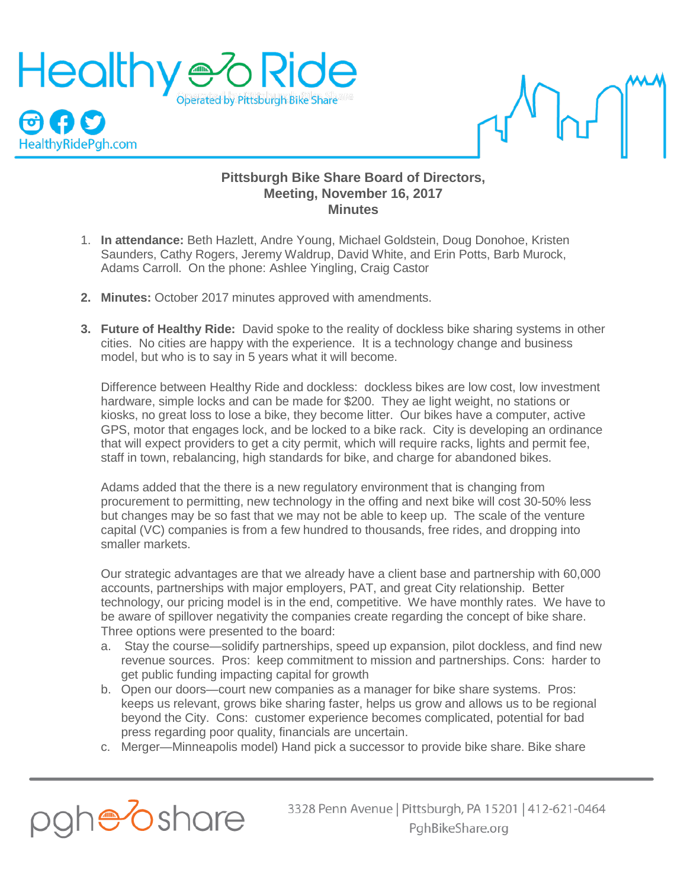**Pittsburgh Bike Share Board of Directors,**
**Meeting, November 16, 2017**
**Minutes**

1. **In attendance:** Beth Hazlett, Andre Young, Michael Goldstein, Doug Donohoe, Kristen Saunders, Cathy Rogers, Jeremy Waldrup, David White, and Erin Potts, Barb Murock, Adams Carroll. On the phone: Ashlee Yingling, Craig Castor

2. **Minutes:** October 2017 minutes approved with amendments.

3. **Future of Healthy Ride:** David spoke to the reality of dockless bike sharing systems in other cities. No cities are happy with the experience. It is a technology change and business model, but who is to say in 5 years what it will become.

   Difference between Healthy Ride and dockless: dockless bikes are low cost, low investment hardware, simple locks and can be made for $200. They ae light weight, no stations or kiosks, no great loss to lose a bike, they become litter. Our bikes have a computer, active GPS, motor that engages lock, and be locked to a bike rack. City is developing an ordinance that will expect providers to get a city permit, which will require racks, lights and permit fee, staff in town, rebalancing, high standards for bike, and charge for abandoned bikes.

   Adams added that the there is a new regulatory environment that is changing from procurement to permitting, new technology in the offing and next bike will cost 30-50% less but changes may be so fast that we may not be able to keep up. The scale of the venture capital (VC) companies is from a few hundred to thousands, free rides, and dropping into smaller markets.

   Our strategic advantages are that we already have a client base and partnership with 60,000 accounts, partnerships with major employers, PAT, and great City relationship. Better technology, our pricing model is in the end, competitive. We have monthly rates. We have to be aware of spillover negativity the companies create regarding the concept of bike share. Three options were presented to the board:

   a. Stay the course—solidify partnerships, speed up expansion, pilot dockless, and find new revenue sources. Pros: keep commitment to mission and partnerships. Cons: harder to get public funding impacting capital for growth
   b. Open our doors—court new companies as a manager for bike share systems. Pros: keeps us relevant, grows bike sharing faster, helps us grow and allows us to be regional beyond the City. Cons: customer experience becomes complicated, potential for bad press regarding poor quality, financials are uncertain.
   c. Merger—Minneapolis model) Hand pick a successor to provide bike share. Bike share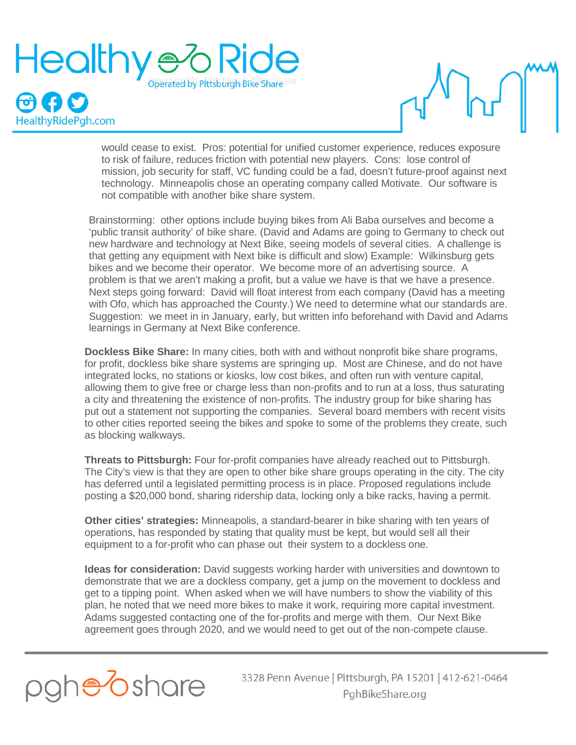would cease to exist. Pros: potential for unified customer experience, reduces exposure to risk of failure, reduces friction with potential new players. Cons: lose control of mission, job security for staff, VC funding could be a fad, doesn't future-proof against next technology. Minneapolis chose an operating company called Motivate. Our software is not compatible with another bike share system.

Brainstorming: other options include buying bikes from Ali Baba ourselves and become a 'public transit authority' of bike share. (David and Adams are going to Germany to check out new hardware and technology at Next Bike, seeing models of several cities. A challenge is that getting any equipment with Next bike is difficult and slow) Example: Wilkinsburg gets bikes and we become their operator. We become more of an advertising source. A problem is that we aren't making a profit, but a value we have is that we have a presence. Next steps going forward: David will float interest from each company (David has a meeting with Ofo, which has approached the County.) We need to determine what our standards are. Suggestion: we meet in in January, early, but written info beforehand with David and Adams learnings in Germany at Next Bike conference.

**Dockless Bike Share:** In many cities, both with and without nonprofit bike share programs, for profit, dockless bike share systems are springing up. Most are Chinese, and do not have integrated locks, no stations or kiosks, low cost bikes, and often run with venture capital, allowing them to give free or charge less than non-profits and to run at a loss, thus saturating a city and threatening the existence of non-profits. The industry group for bike sharing has put out a statement not supporting the companies. Several board members with recent visits to other cities reported seeing the bikes and spoke to some of the problems they create, such as blocking walkways.

**Threats to Pittsburgh:** Four for-profit companies have already reached out to Pittsburgh. The City's view is that they are open to other bike share groups operating in the city. The city has deferred until a legislated permitting process is in place. Proposed regulations include posting a $20,000 bond, sharing ridership data, locking only a bike racks, having a permit.

**Other cities' strategies:** Minneapolis, a standard-bearer in bike sharing with ten years of operations, has responded by stating that quality must be kept, but would sell all their equipment to a for-profit who can phase out their system to a dockless one.

**Ideas for consideration:** David suggests working harder with universities and downtown to demonstrate that we are a dockless company, get a jump on the movement to dockless and get to a tipping point. When asked when we will have numbers to show the viability of this plan, he noted that we need more bikes to make it work, requiring more capital investment. Adams suggested contacting one of the for-profits and merge with them. Our Next Bike agreement goes through 2020, and we would need to get out of the non-compete clause.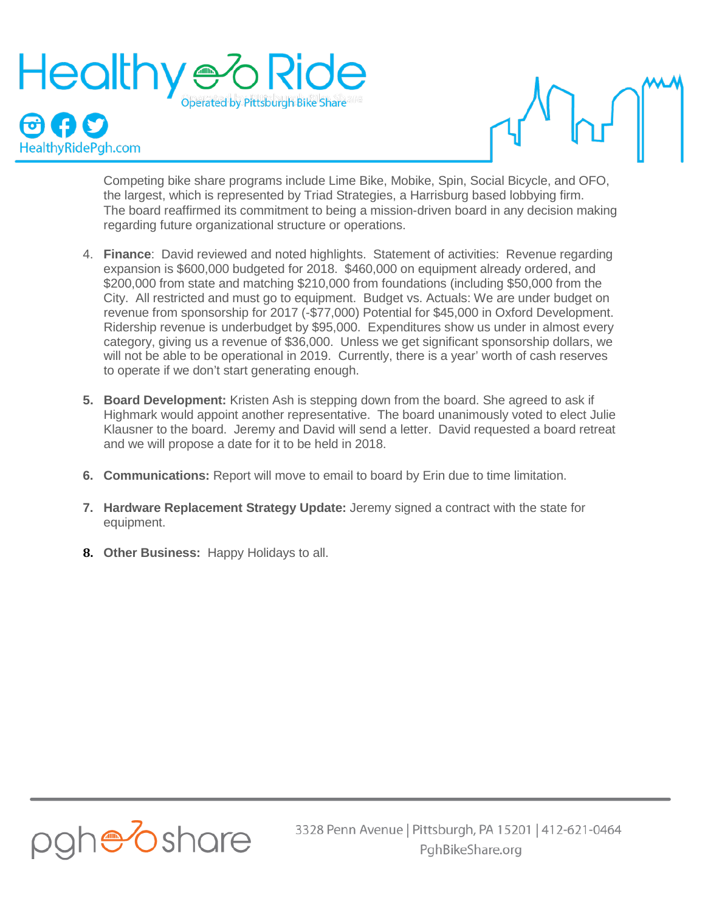Competing bike share programs include Lime Bike, Mobike, Spin, Social Bicycle, and OFO, the largest, which is represented by Triad Strategies, a Harrisburg based lobbying firm. The board reaffirmed its commitment to being a mission-driven board in any decision making regarding future organizational structure or operations.

4. **Finance**: David reviewed and noted highlights. Statement of activities: Revenue regarding expansion is $600,000 budgeted for 2018. $460,000 on equipment already ordered, and $200,000 from state and matching $210,000 from foundations (including $50,000 from the City. All restricted and must go to equipment. Budget vs. Actuals: We are under budget on revenue from sponsorship for 2017 (-$77,000) Potential for $45,000 in Oxford Development. Ridership revenue is underbudget by $95,000. Expenditures show us under in almost every category, giving us a revenue of $36,000. Unless we get significant sponsorship dollars, we will not be able to be operational in 2019. Currently, there is a year' worth of cash reserves to operate if we don't start generating enough.

5. **Board Development:** Kristen Ash is stepping down from the board. She agreed to ask if Highmark would appoint another representative. The board unanimously voted to elect Julie Klausner to the board. Jeremy and David will send a letter. David requested a board retreat and we will propose a date for it to be held in 2018.

6. **Communications:** Report will move to email to board by Erin due to time limitation.

7. **Hardware Replacement Strategy Update:** Jeremy signed a contract with the state for equipment.

8. **Other Business:** Happy Holidays to all.